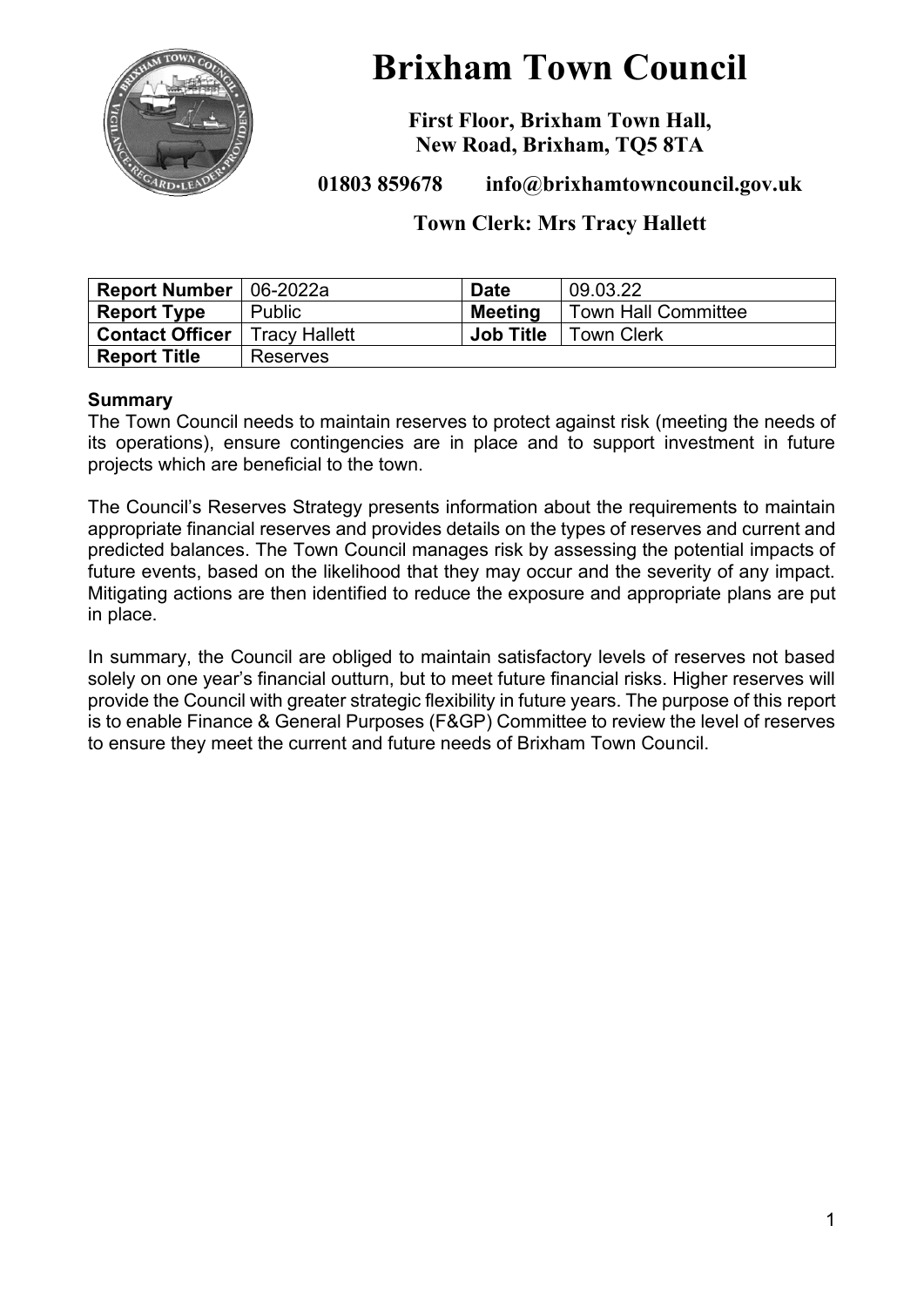# Brixham Town Council

**First Floor, Brixham Town Hall,**
**New Road, Brixham, TQ5 8TA**

**01803 859678 info@brixhamtowncouncil.gov.uk**

**Town Clerk: Mrs Tracy Hallett**

| **Report Number** | 06-2022a | **Date** | 09.03.22 |
|---|---|---|---|
| **Report Type** | Public | **Meeting** | Town Hall Committee |
| **Contact Officer** | Tracy Hallett | **Job Title** | Town Clerk |
| **Report Title** | Reserves | | |

**Summary**

The Town Council needs to maintain reserves to protect against risk (meeting the needs of its operations), ensure contingencies are in place and to support investment in future projects which are beneficial to the town.

The Council's Reserves Strategy presents information about the requirements to maintain appropriate financial reserves and provides details on the types of reserves and current and predicted balances. The Town Council manages risk by assessing the potential impacts of future events, based on the likelihood that they may occur and the severity of any impact. Mitigating actions are then identified to reduce the exposure and appropriate plans are put in place.

In summary, the Council are obliged to maintain satisfactory levels of reserves not based solely on one year's financial outturn, but to meet future financial risks. Higher reserves will provide the Council with greater strategic flexibility in future years. The purpose of this report is to enable Finance & General Purposes (F&GP) Committee to review the level of reserves to ensure they meet the current and future needs of Brixham Town Council.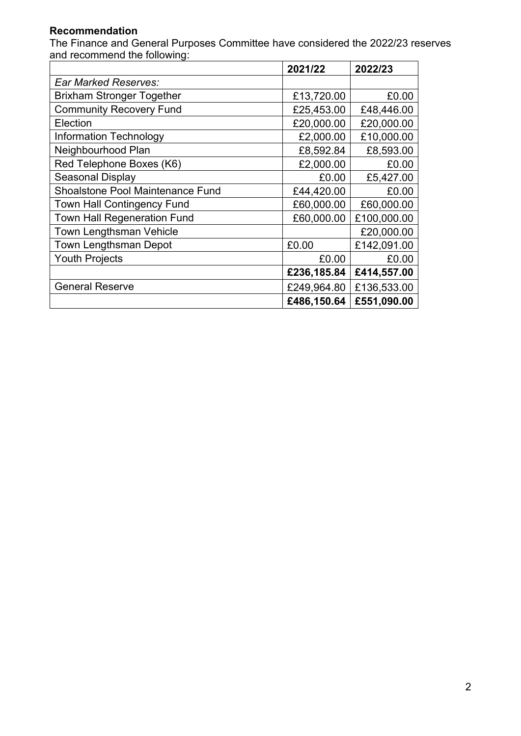**Recommendation**

The Finance and General Purposes Committee have considered the 2022/23 reserves and recommend the following:

| | **2021/22** | **2022/23** |
|---|---|---|
| *Ear Marked Reserves:* | | |
| Brixham Stronger Together | £13,720.00 | £0.00 |
| Community Recovery Fund | £25,453.00 | £48,446.00 |
| Election | £20,000.00 | £20,000.00 |
| Information Technology | £2,000.00 | £10,000.00 |
| Neighbourhood Plan | £8,592.84 | £8,593.00 |
| Red Telephone Boxes (K6) | £2,000.00 | £0.00 |
| Seasonal Display | £0.00 | £5,427.00 |
| Shoalstone Pool Maintenance Fund | £44,420.00 | £0.00 |
| Town Hall Contingency Fund | £60,000.00 | £60,000.00 |
| Town Hall Regeneration Fund | £60,000.00 | £100,000.00 |
| Town Lengthsman Vehicle | | £20,000.00 |
| Town Lengthsman Depot | £0.00 | £142,091.00 |
| Youth Projects | £0.00 | £0.00 |
| | **£236,185.84** | **£414,557.00** |
| General Reserve | £249,964.80 | £136,533.00 |
| | **£486,150.64** | **£551,090.00** |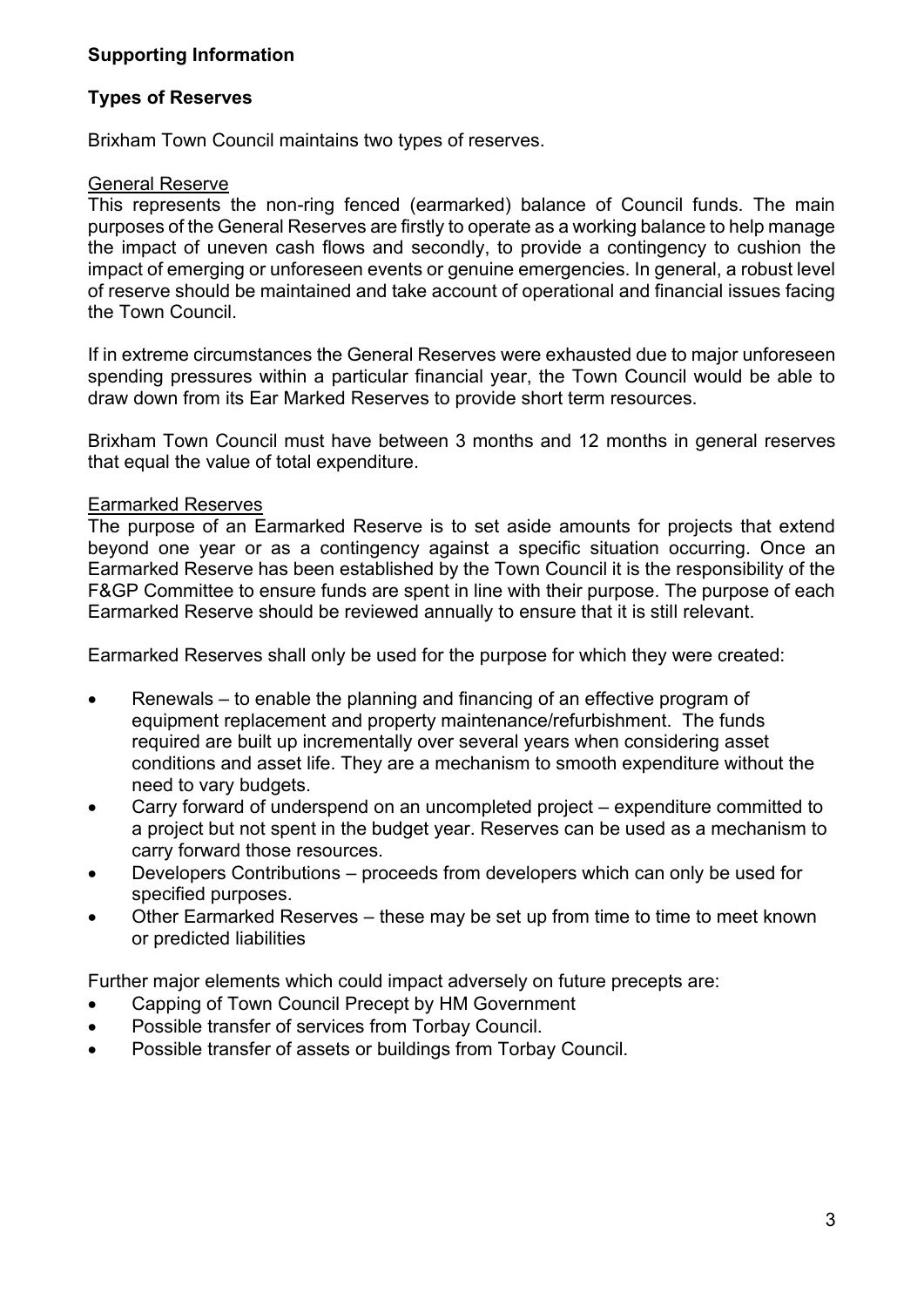**Supporting Information**

**Types of Reserves**

Brixham Town Council maintains two types of reserves.

General Reserve

This represents the non-ring fenced (earmarked) balance of Council funds. The main purposes of the General Reserves are firstly to operate as a working balance to help manage the impact of uneven cash flows and secondly, to provide a contingency to cushion the impact of emerging or unforeseen events or genuine emergencies. In general, a robust level of reserve should be maintained and take account of operational and financial issues facing the Town Council.

If in extreme circumstances the General Reserves were exhausted due to major unforeseen spending pressures within a particular financial year, the Town Council would be able to draw down from its Ear Marked Reserves to provide short term resources.

Brixham Town Council must have between 3 months and 12 months in general reserves that equal the value of total expenditure.

Earmarked Reserves

The purpose of an Earmarked Reserve is to set aside amounts for projects that extend beyond one year or as a contingency against a specific situation occurring. Once an Earmarked Reserve has been established by the Town Council it is the responsibility of the F&GP Committee to ensure funds are spent in line with their purpose. The purpose of each Earmarked Reserve should be reviewed annually to ensure that it is still relevant.

Earmarked Reserves shall only be used for the purpose for which they were created:

- Renewals – to enable the planning and financing of an effective program of equipment replacement and property maintenance/refurbishment. The funds required are built up incrementally over several years when considering asset conditions and asset life. They are a mechanism to smooth expenditure without the need to vary budgets.
- Carry forward of underspend on an uncompleted project – expenditure committed to a project but not spent in the budget year. Reserves can be used as a mechanism to carry forward those resources.
- Developers Contributions – proceeds from developers which can only be used for specified purposes.
- Other Earmarked Reserves – these may be set up from time to time to meet known or predicted liabilities

Further major elements which could impact adversely on future precepts are:

- Capping of Town Council Precept by HM Government
- Possible transfer of services from Torbay Council.
- Possible transfer of assets or buildings from Torbay Council.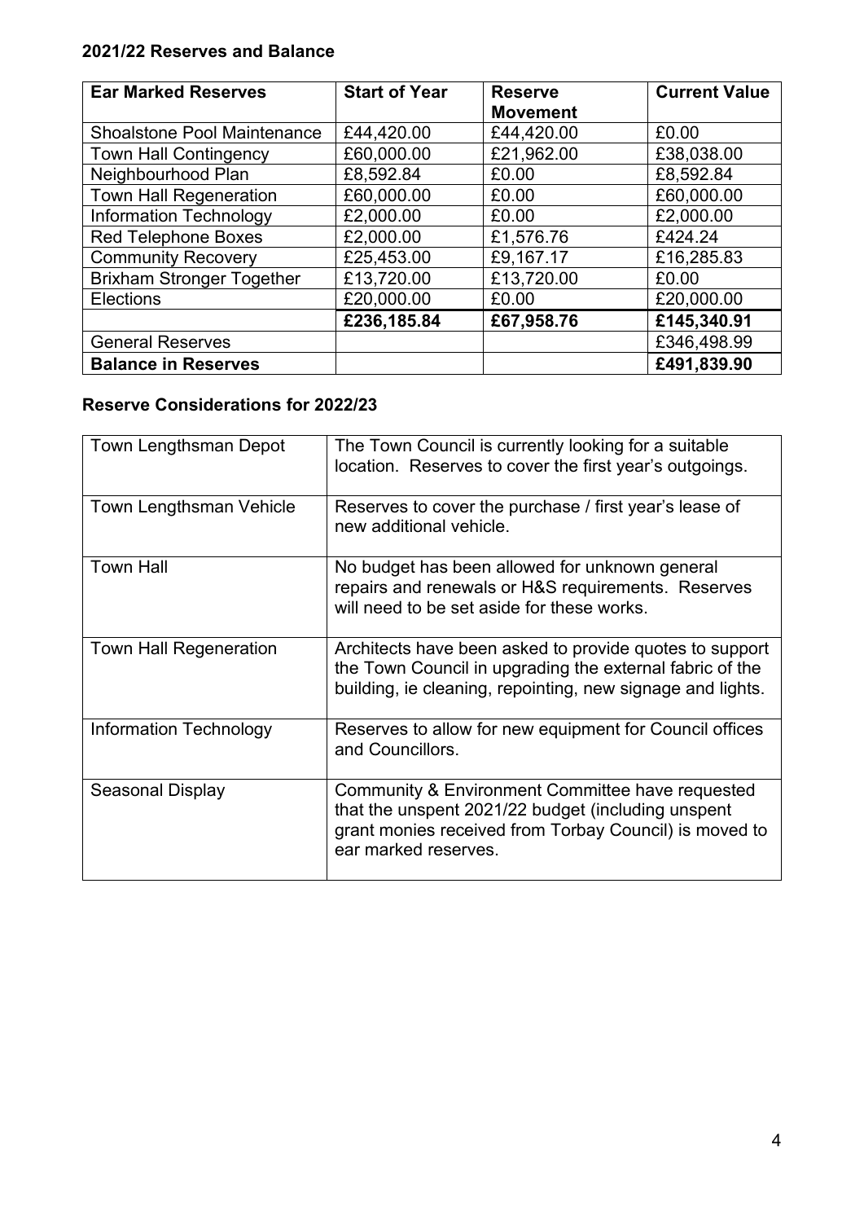**2021/22 Reserves and Balance**

| Ear Marked Reserves | Start of Year | Reserve Movement | Current Value |
|---|---|---|---|
| Shoalstone Pool Maintenance | £44,420.00 | £44,420.00 | £0.00 |
| Town Hall Contingency | £60,000.00 | £21,962.00 | £38,038.00 |
| Neighbourhood Plan | £8,592.84 | £0.00 | £8,592.84 |
| Town Hall Regeneration | £60,000.00 | £0.00 | £60,000.00 |
| Information Technology | £2,000.00 | £0.00 | £2,000.00 |
| Red Telephone Boxes | £2,000.00 | £1,576.76 | £424.24 |
| Community Recovery | £25,453.00 | £9,167.17 | £16,285.83 |
| Brixham Stronger Together | £13,720.00 | £13,720.00 | £0.00 |
| Elections | £20,000.00 | £0.00 | £20,000.00 |
| | **£236,185.84** | **£67,958.76** | **£145,340.91** |
| General Reserves | | | £346,498.99 |
| **Balance in Reserves** | | | **£491,839.90** |

**Reserve Considerations for 2022/23**

| | |
|---|---|
| Town Lengthsman Depot | The Town Council is currently looking for a suitable location. Reserves to cover the first year's outgoings. |
| Town Lengthsman Vehicle | Reserves to cover the purchase / first year's lease of new additional vehicle. |
| Town Hall | No budget has been allowed for unknown general repairs and renewals or H&S requirements. Reserves will need to be set aside for these works. |
| Town Hall Regeneration | Architects have been asked to provide quotes to support the Town Council in upgrading the external fabric of the building, ie cleaning, repointing, new signage and lights. |
| Information Technology | Reserves to allow for new equipment for Council offices and Councillors. |
| Seasonal Display | Community & Environment Committee have requested that the unspent 2021/22 budget (including unspent grant monies received from Torbay Council) is moved to ear marked reserves. |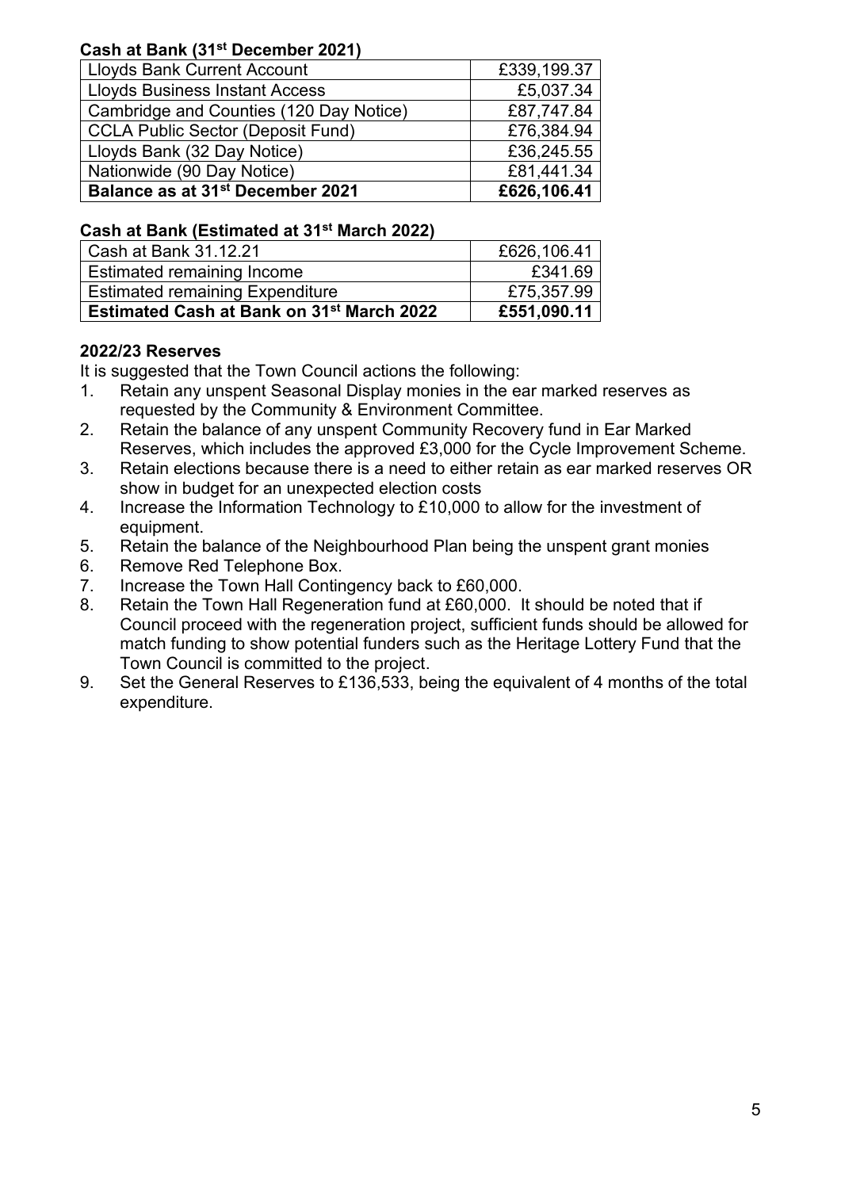**Cash at Bank (31st December 2021)**

| | |
|---|---|
| Lloyds Bank Current Account | £339,199.37 |
| Lloyds Business Instant Access | £5,037.34 |
| Cambridge and Counties (120 Day Notice) | £87,747.84 |
| CCLA Public Sector (Deposit Fund) | £76,384.94 |
| Lloyds Bank (32 Day Notice) | £36,245.55 |
| Nationwide (90 Day Notice) | £81,441.34 |
| **Balance as at 31st December 2021** | **£626,106.41** |

**Cash at Bank (Estimated at 31st March 2022)**

| | |
|---|---|
| Cash at Bank 31.12.21 | £626,106.41 |
| Estimated remaining Income | £341.69 |
| Estimated remaining Expenditure | £75,357.99 |
| **Estimated Cash at Bank on 31st March 2022** | **£551,090.11** |

**2022/23 Reserves**

It is suggested that the Town Council actions the following:

1. Retain any unspent Seasonal Display monies in the ear marked reserves as requested by the Community & Environment Committee.
2. Retain the balance of any unspent Community Recovery fund in Ear Marked Reserves, which includes the approved £3,000 for the Cycle Improvement Scheme.
3. Retain elections because there is a need to either retain as ear marked reserves OR show in budget for an unexpected election costs
4. Increase the Information Technology to £10,000 to allow for the investment of equipment.
5. Retain the balance of the Neighbourhood Plan being the unspent grant monies
6. Remove Red Telephone Box.
7. Increase the Town Hall Contingency back to £60,000.
8. Retain the Town Hall Regeneration fund at £60,000. It should be noted that if Council proceed with the regeneration project, sufficient funds should be allowed for match funding to show potential funders such as the Heritage Lottery Fund that the Town Council is committed to the project.
9. Set the General Reserves to £136,533, being the equivalent of 4 months of the total expenditure.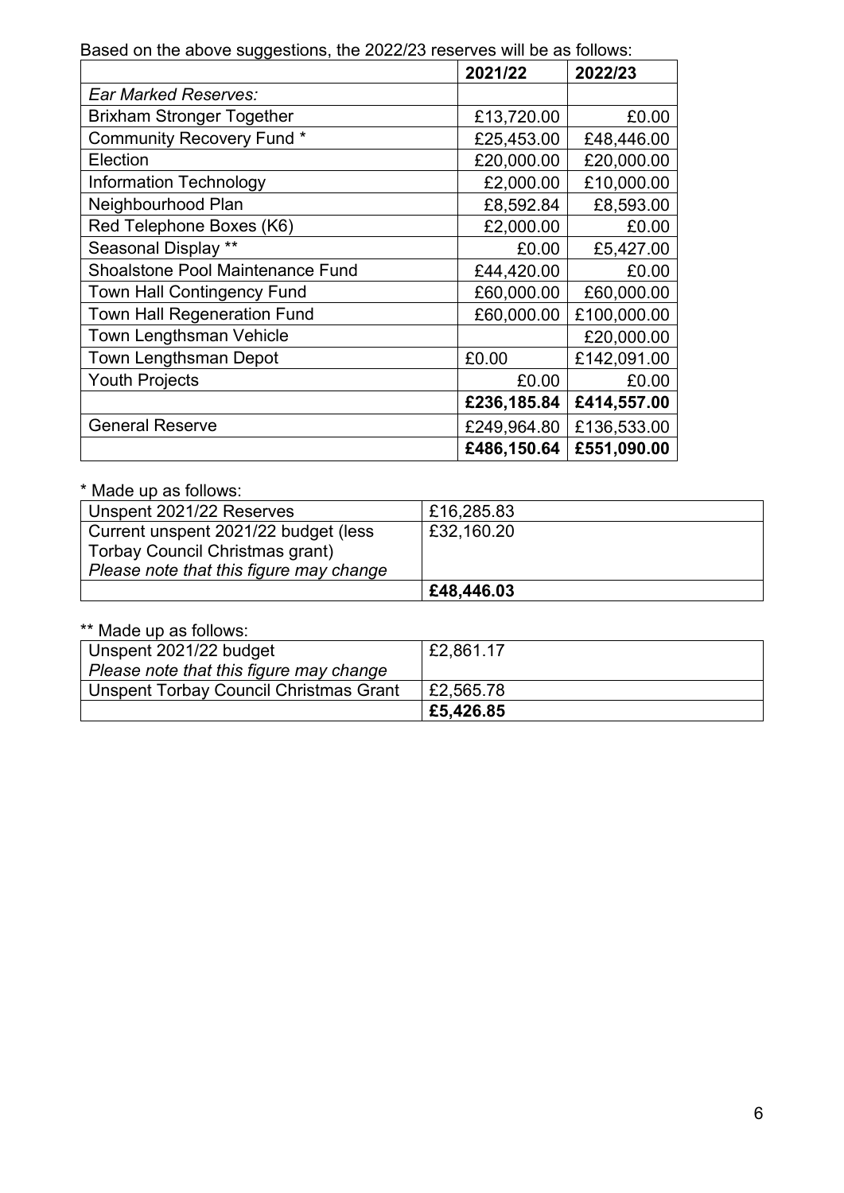Based on the above suggestions, the 2022/23 reserves will be as follows:

| | 2021/22 | 2022/23 |
|---|---|---|
| *Ear Marked Reserves:* | | |
| Brixham Stronger Together | £13,720.00 | £0.00 |
| Community Recovery Fund * | £25,453.00 | £48,446.00 |
| Election | £20,000.00 | £20,000.00 |
| Information Technology | £2,000.00 | £10,000.00 |
| Neighbourhood Plan | £8,592.84 | £8,593.00 |
| Red Telephone Boxes (K6) | £2,000.00 | £0.00 |
| Seasonal Display ** | £0.00 | £5,427.00 |
| Shoalstone Pool Maintenance Fund | £44,420.00 | £0.00 |
| Town Hall Contingency Fund | £60,000.00 | £60,000.00 |
| Town Hall Regeneration Fund | £60,000.00 | £100,000.00 |
| Town Lengthsman Vehicle | | £20,000.00 |
| Town Lengthsman Depot | £0.00 | £142,091.00 |
| Youth Projects | £0.00 | £0.00 |
| | **£236,185.84** | **£414,557.00** |
| General Reserve | £249,964.80 | £136,533.00 |
| | **£486,150.64** | **£551,090.00** |

\* Made up as follows:

| | |
|---|---|
| Unspent 2021/22 Reserves | £16,285.83 |
| Current unspent 2021/22 budget (less Torbay Council Christmas grant) *Please note that this figure may change* | £32,160.20 |
| | **£48,446.03** |

** Made up as follows:

| | |
|---|---|
| Unspent 2021/22 budget *Please note that this figure may change* | £2,861.17 |
| Unspent Torbay Council Christmas Grant | £2,565.78 |
| | **£5,426.85** |